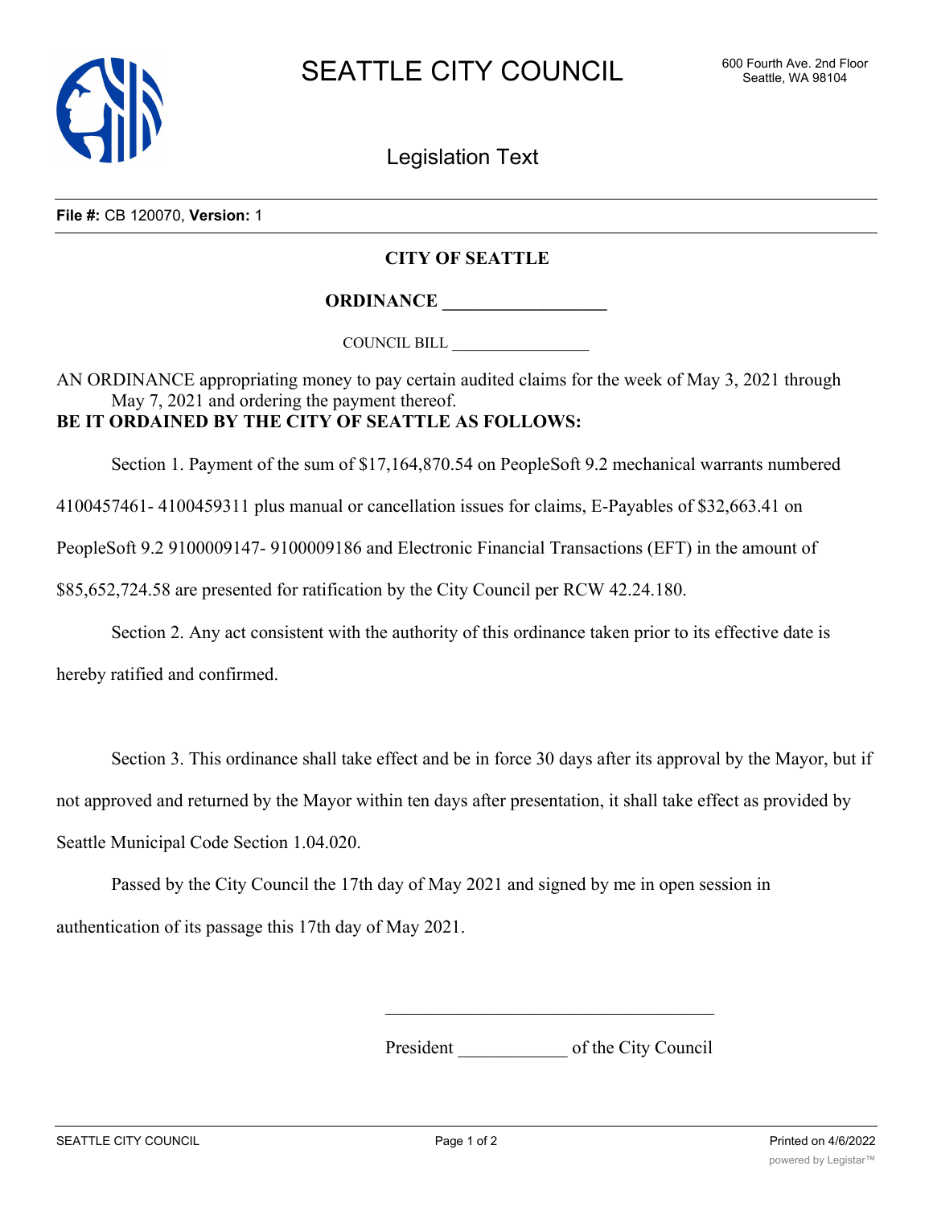# SEATTLE CITY COUNCIL

600 Fourth Ave. 2nd Floor
Seattle, WA 98104

## Legislation Text

**File #:** CB 120070, **Version:** 1

**CITY OF SEATTLE**

**ORDINANCE \_\_\_\_\_\_\_\_\_\_\_\_\_\_\_\_\_\_**

COUNCIL BILL \_\_\_\_\_\_\_\_\_\_\_\_\_\_\_\_\_\_

AN ORDINANCE appropriating money to pay certain audited claims for the week of May 3, 2021 through May 7, 2021 and ordering the payment thereof.

**BE IT ORDAINED BY THE CITY OF SEATTLE AS FOLLOWS:**

Section 1. Payment of the sum of $17,164,870.54 on PeopleSoft 9.2 mechanical warrants numbered 4100457461- 4100459311 plus manual or cancellation issues for claims, E-Payables of $32,663.41 on PeopleSoft 9.2 9100009147- 9100009186 and Electronic Financial Transactions (EFT) in the amount of $85,652,724.58 are presented for ratification by the City Council per RCW 42.24.180.

Section 2. Any act consistent with the authority of this ordinance taken prior to its effective date is hereby ratified and confirmed.

Section 3. This ordinance shall take effect and be in force 30 days after its approval by the Mayor, but if not approved and returned by the Mayor within ten days after presentation, it shall take effect as provided by Seattle Municipal Code Section 1.04.020.

Passed by the City Council the 17th day of May 2021 and signed by me in open session in authentication of its passage this 17th day of May 2021.

\_\_\_\_\_\_\_\_\_\_\_\_\_\_\_\_\_\_\_\_\_\_\_\_\_\_\_\_\_\_\_\_\_\_\_\_\_\_

President \_\_\_\_\_\_\_\_\_\_\_\_ of the City Council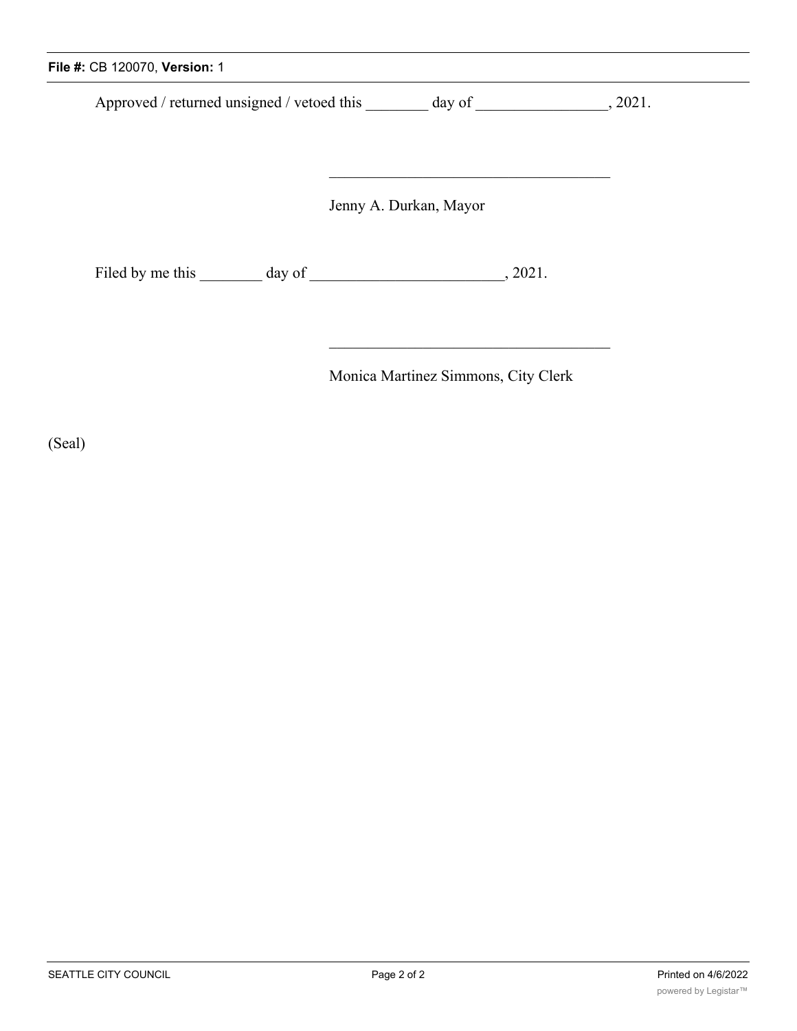Approved / returned unsigned / vetoed this ________ day of _________________, 2021.

____________________________________

Jenny A. Durkan, Mayor

Filed by me this ________ day of _________________________, 2021.

____________________________________

Monica Martinez Simmons, City Clerk

(Seal)